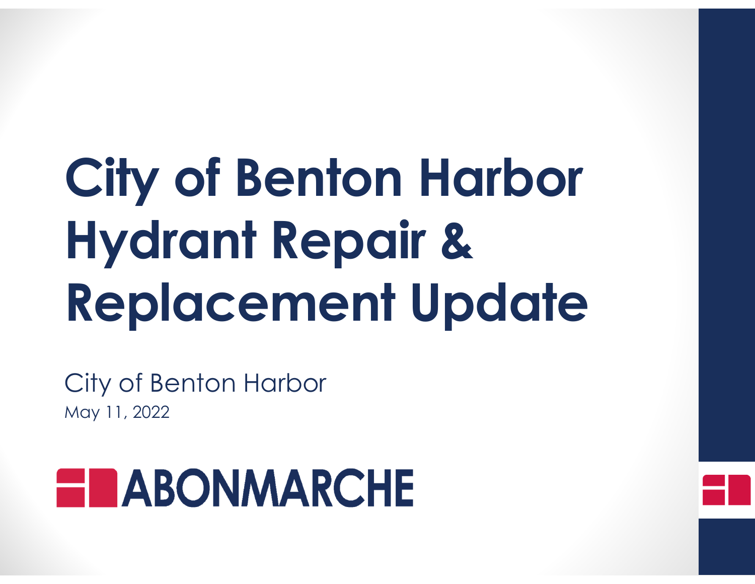# City of Benton Harbor Hydrant Repair & Replacement Update

City of Benton Harbor

May 11, 2022

ABONMARCHE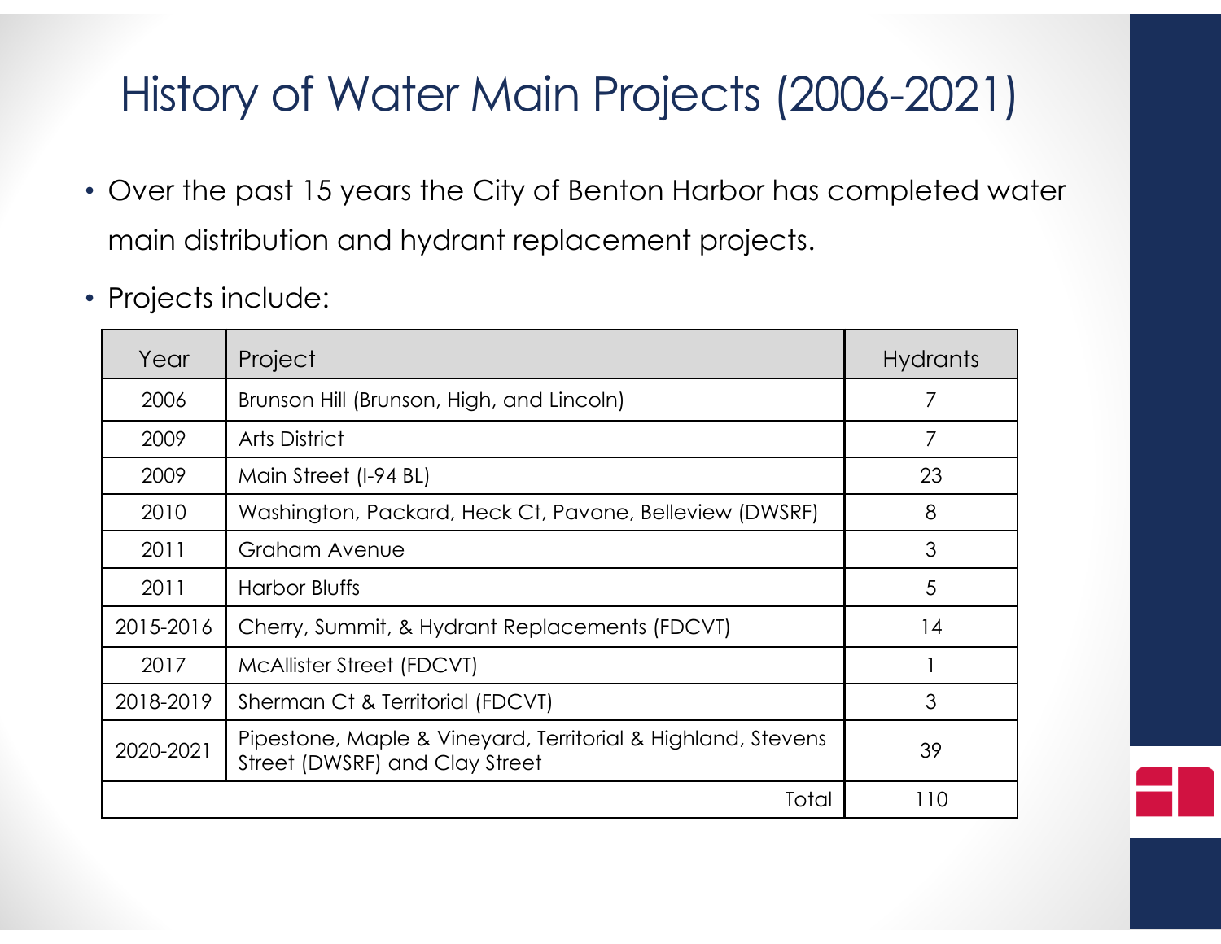# History of Water Main Projects (2006-2021)

- Over the past 15 years the City of Benton Harbor has completed water main distribution and hydrant replacement projects.
- Projects include:

| Year | Project | Hydrants |
|---|---|---|
| 2006 | Brunson Hill (Brunson, High, and Lincoln) | 7 |
| 2009 | Arts District | 7 |
| 2009 | Main Street (I-94 BL) | 23 |
| 2010 | Washington, Packard, Heck Ct, Pavone, Belleview (DWSRF) | 8 |
| 2011 | Graham Avenue | 3 |
| 2011 | Harbor Bluffs | 5 |
| 2015-2016 | Cherry, Summit, & Hydrant Replacements (FDCVT) | 14 |
| 2017 | McAllister Street (FDCVT) | 1 |
| 2018-2019 | Sherman Ct & Territorial (FDCVT) | 3 |
| 2020-2021 | Pipestone, Maple & Vineyard, Territorial & Highland, Stevens Street (DWSRF) and Clay Street | 39 |
| | Total | 110 |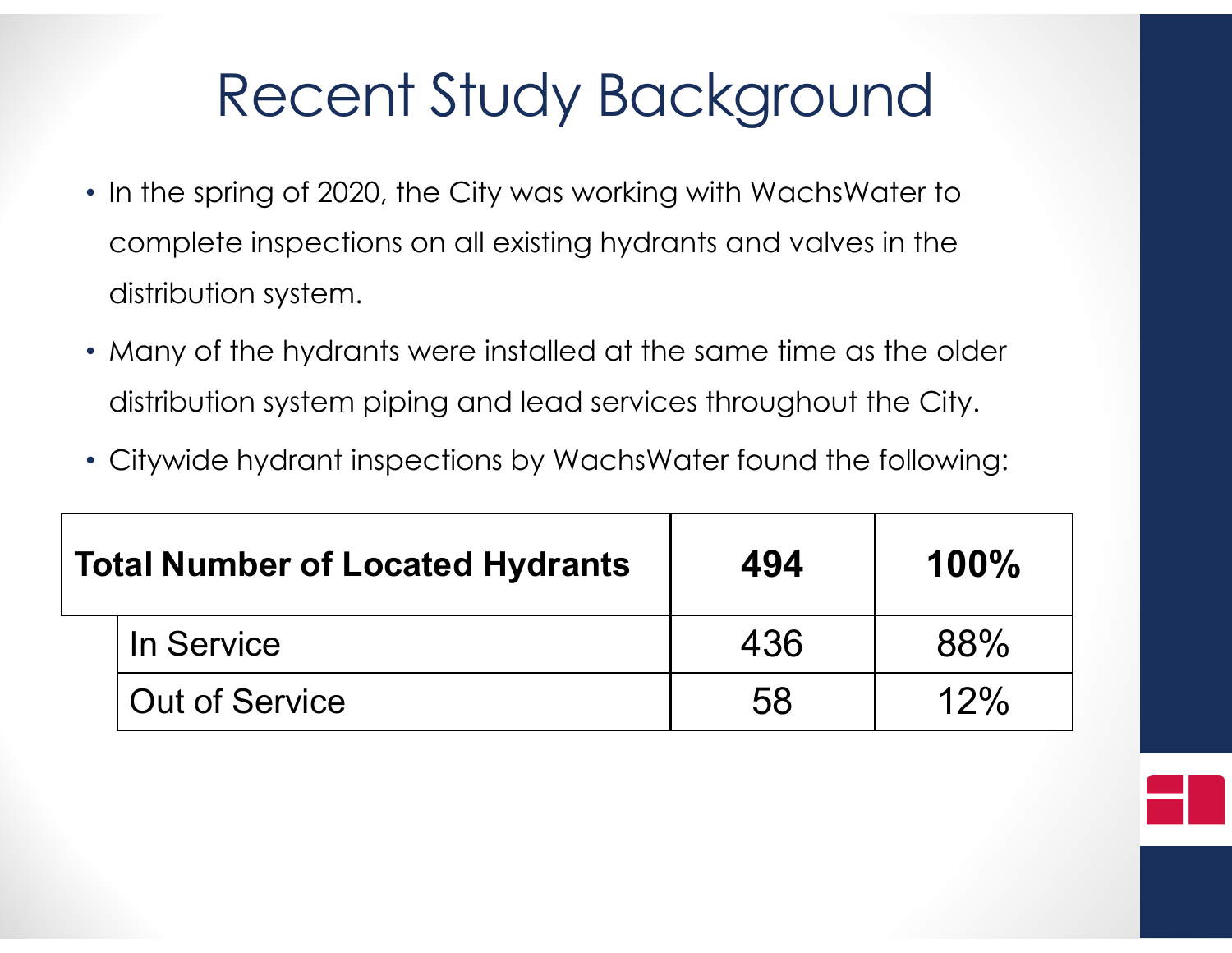# Recent Study Background

- In the spring of 2020, the City was working with WachsWater to complete inspections on all existing hydrants and valves in the distribution system.
- Many of the hydrants were installed at the same time as the older distribution system piping and lead services throughout the City.
- Citywide hydrant inspections by WachsWater found the following:

| **Total Number of Located Hydrants** | **494** | **100%** |
|---|---|---|
| In Service | 436 | 88% |
| Out of Service | 58 | 12% |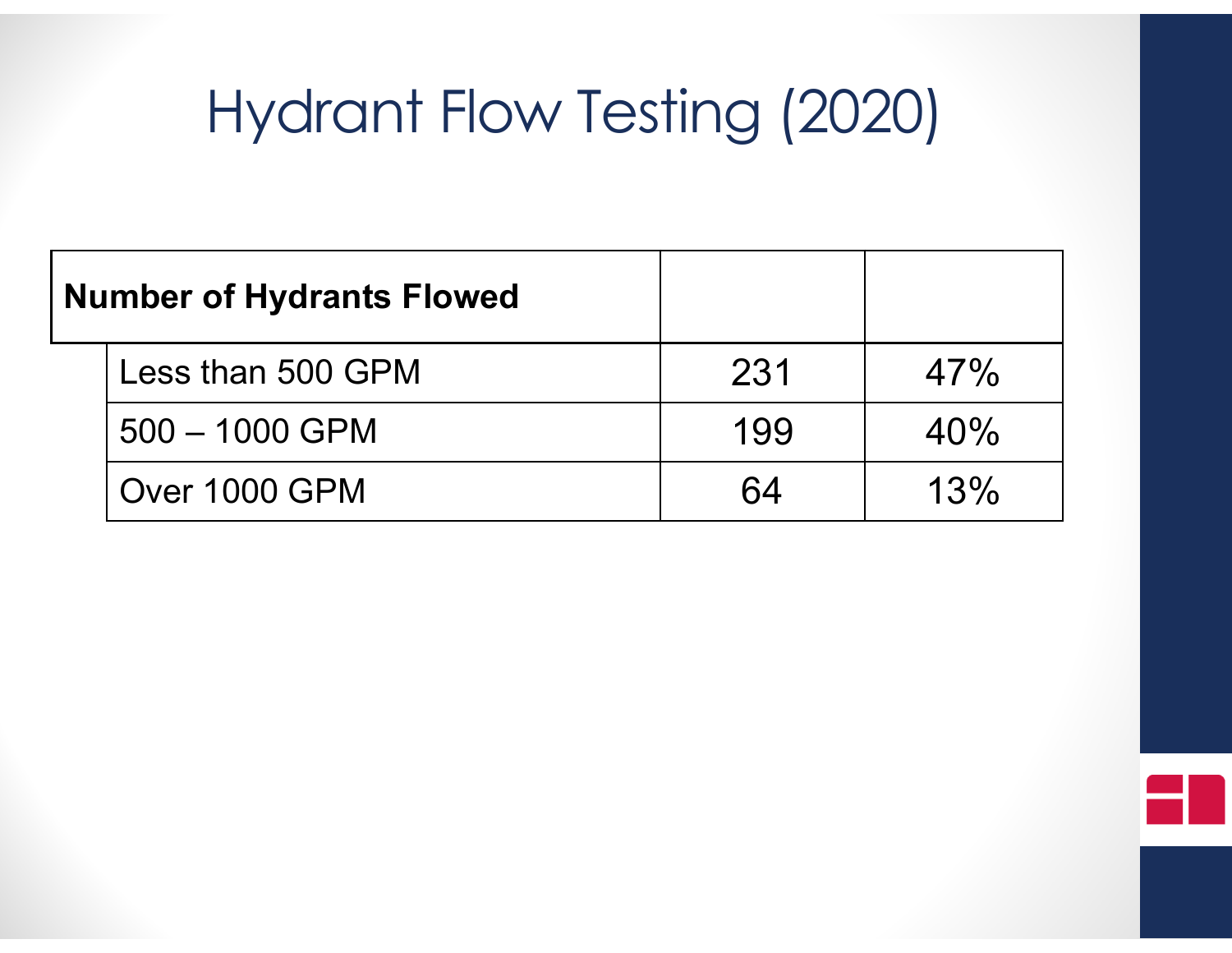# Hydrant Flow Testing (2020)

| Number of Hydrants Flowed | | |
|---|---|---|
| Less than 500 GPM | 231 | 47% |
| 500 – 1000 GPM | 199 | 40% |
| Over 1000 GPM | 64 | 13% |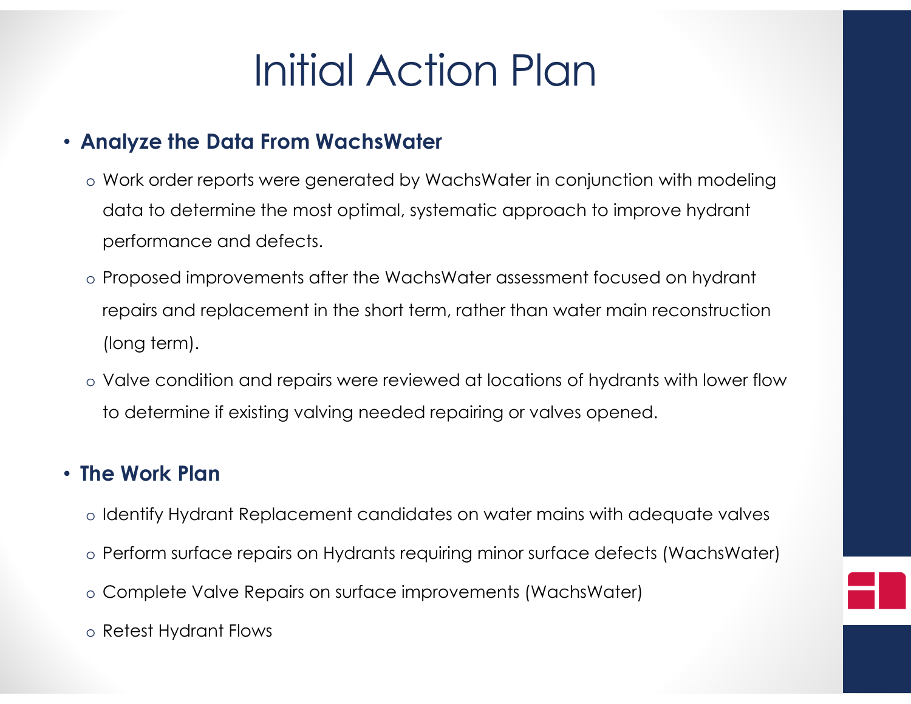# Initial Action Plan

- **Analyze the Data From WachsWater**
  - Work order reports were generated by WachsWater in conjunction with modeling data to determine the most optimal, systematic approach to improve hydrant performance and defects.
  - Proposed improvements after the WachsWater assessment focused on hydrant repairs and replacement in the short term, rather than water main reconstruction (long term).
  - Valve condition and repairs were reviewed at locations of hydrants with lower flow to determine if existing valving needed repairing or valves opened.

- **The Work Plan**
  - Identify Hydrant Replacement candidates on water mains with adequate valves
  - Perform surface repairs on Hydrants requiring minor surface defects (WachsWater)
  - Complete Valve Repairs on surface improvements (WachsWater)
  - Retest Hydrant Flows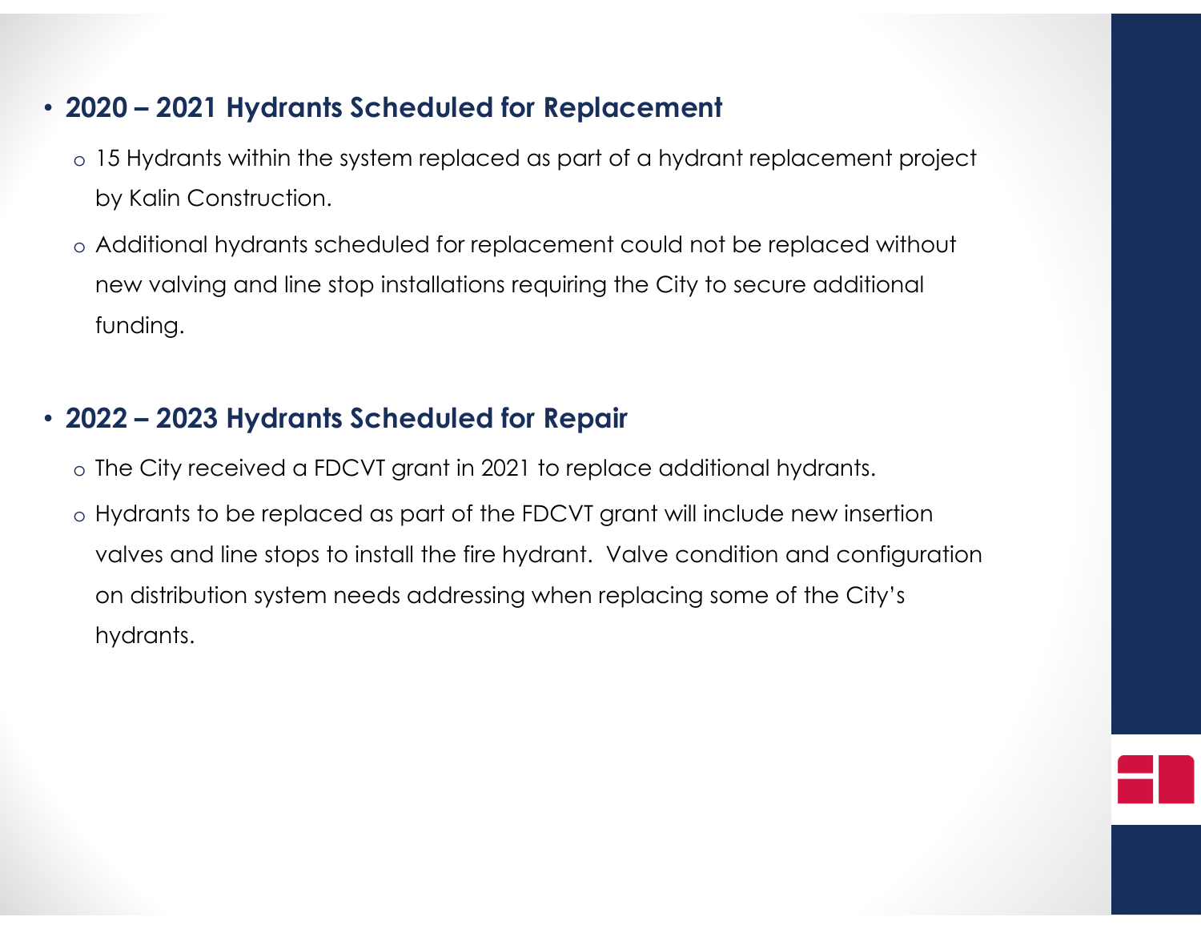- **2020 – 2021 Hydrants Scheduled for Replacement**
  - 15 Hydrants within the system replaced as part of a hydrant replacement project by Kalin Construction.
  - Additional hydrants scheduled for replacement could not be replaced without new valving and line stop installations requiring the City to secure additional funding.

- **2022 – 2023 Hydrants Scheduled for Repair**
  - The City received a FDCVT grant in 2021 to replace additional hydrants.
  - Hydrants to be replaced as part of the FDCVT grant will include new insertion valves and line stops to install the fire hydrant. Valve condition and configuration on distribution system needs addressing when replacing some of the City's hydrants.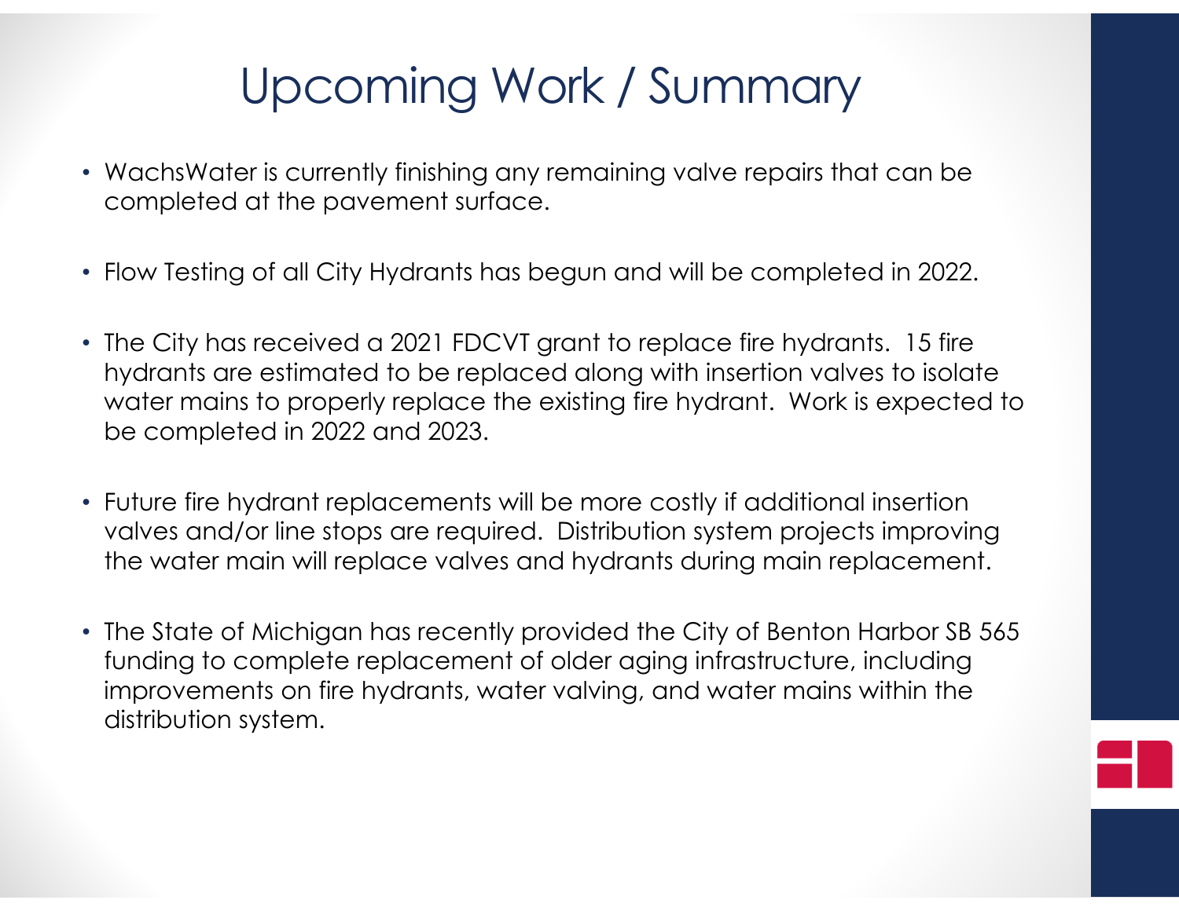# Upcoming Work / Summary

- WachsWater is currently finishing any remaining valve repairs that can be completed at the pavement surface.
- Flow Testing of all City Hydrants has begun and will be completed in 2022.
- The City has received a 2021 FDCVT grant to replace fire hydrants. 15 fire hydrants are estimated to be replaced along with insertion valves to isolate water mains to properly replace the existing fire hydrant. Work is expected to be completed in 2022 and 2023.
- Future fire hydrant replacements will be more costly if additional insertion valves and/or line stops are required. Distribution system projects improving the water main will replace valves and hydrants during main replacement.
- The State of Michigan has recently provided the City of Benton Harbor SB 565 funding to complete replacement of older aging infrastructure, including improvements on fire hydrants, water valving, and water mains within the distribution system.